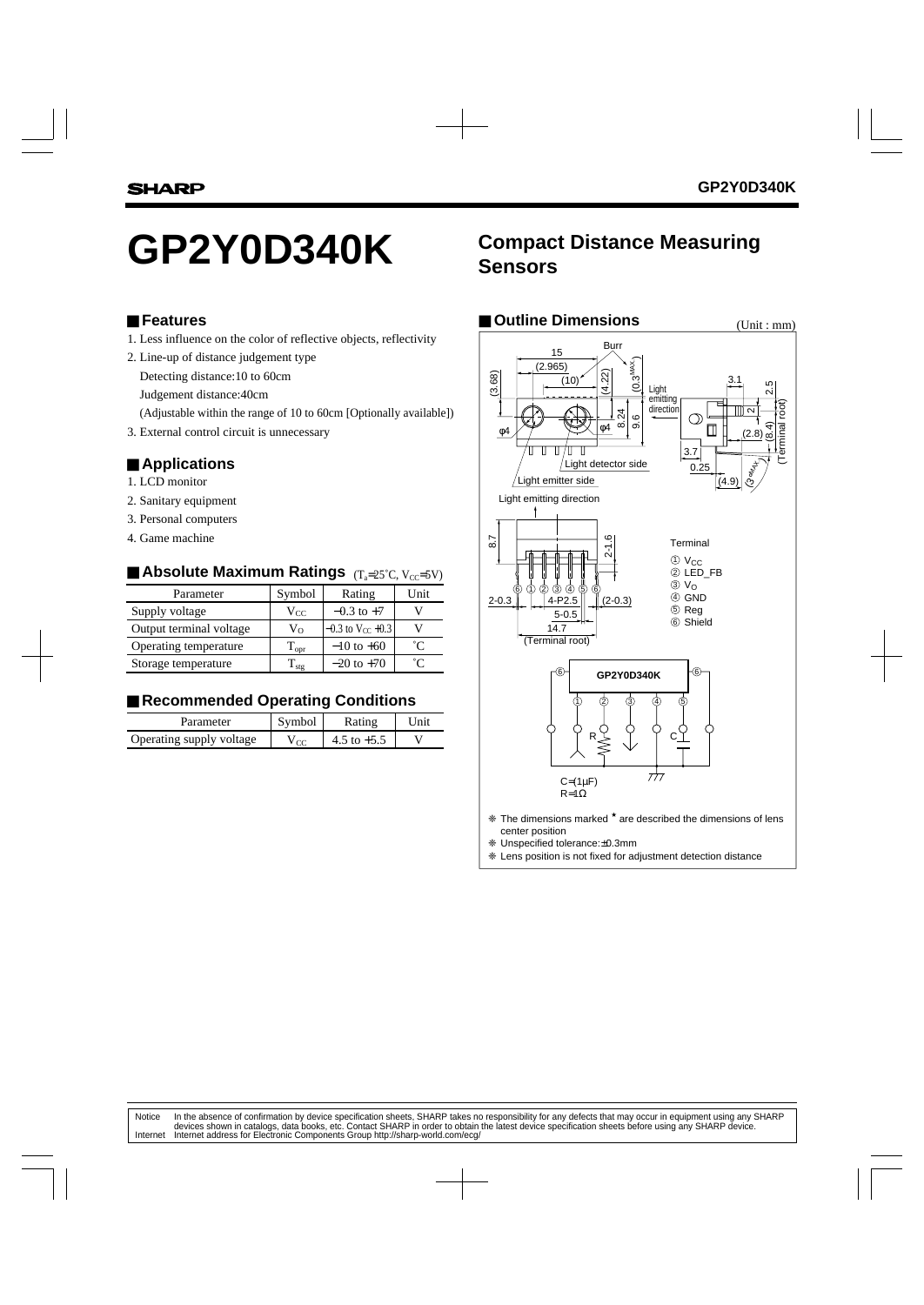# GP2Y0D340K

## Compact Distance Measuring Sensors

### ■ Features

1. Less influence on the color of reflective objects, reflectivity
2. Line-up of distance judgement type
   Detecting distance:10 to 60cm
   Judgement distance:40cm
   (Adjustable within the range of 10 to 60cm [Optionally available])
3. External control circuit is unnecessary

### ■ Applications

1. LCD monitor
2. Sanitary equipment
3. Personal computers
4. Game machine

### ■ Absolute Maximum Ratings ($T_a$=25˚C, $V_{CC}$=5V)

| Parameter | Symbol | Rating | Unit |
|---|---|---|---|
| Supply voltage | $V_{CC}$ | −0.3 to +7 | V |
| Output terminal voltage | $V_O$ | −0.3 to $V_{CC}$ +0.3 | V |
| Operating temperature | $T_{opr}$ | −10 to +60 | ˚C |
| Storage temperature | $T_{stg}$ | −20 to +70 | ˚C |

### ■ Recommended Operating Conditions

| Parameter | Symbol | Rating | Unit |
|---|---|---|---|
| Operating supply voltage | $V_{CC}$ | 4.5 to +5.5 | V |

### ■ Outline Dimensions

(Unit : mm)

Terminal
① $V_{CC}$
② LED_FB
③ $V_O$
④ GND
⑤ Reg
⑥ Shield

C=(1μF)
R=1Ω

❈ The dimensions marked * are described the dimensions of lens center position
❈ Unspecified tolerance:±0.3mm
❈ Lens position is not fixed for adjustment detection distance

Notice In the absence of confirmation by device specification sheets, SHARP takes no responsibility for any defects that may occur in equipment using any SHARP devices shown in catalogs, data books, etc. Contact SHARP in order to obtain the latest device specification sheets before using any SHARP device.
Internet Internet address for Electronic Components Group http://sharp-world.com/ecg/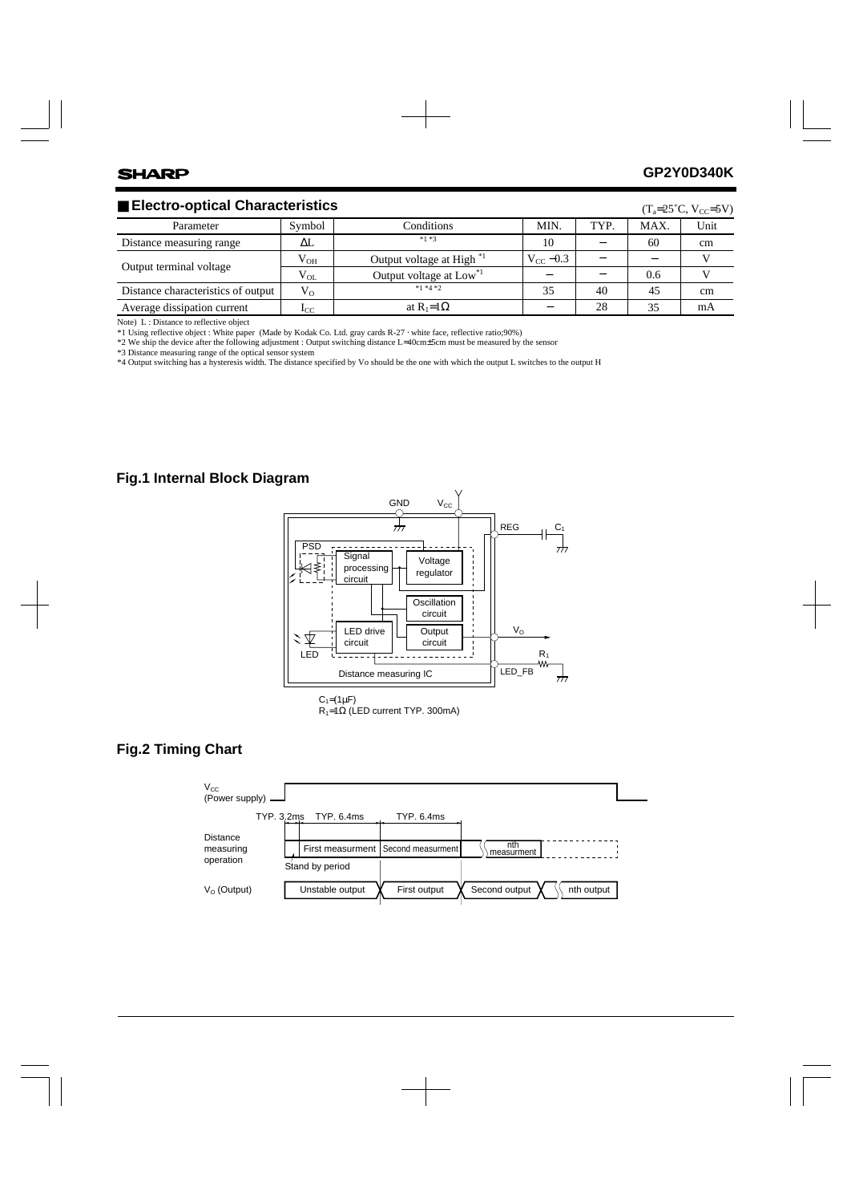## ■ Electro-optical Characteristics

($T_a$=25˚C, $V_{CC}$=5V)

| Parameter | Symbol | Conditions | MIN. | TYP. | MAX. | Unit |
|---|---|---|---|---|---|---|
| Distance measuring range | $\Delta L$ | *1 *3 | 10 | − | 60 | cm |
| Output terminal voltage | $V_{OH}$ | Output voltage at High *1 | $V_{CC}$ −0.3 | − | − | V |
| | $V_{OL}$ | Output voltage at Low*1 | − | − | 0.6 | V |
| Distance characteristics of output | $V_O$ | *1 *4 *2 | 35 | 40 | 45 | cm |
| Average dissipation current | $I_{CC}$ | at $R_1$=1Ω | − | 28 | 35 | mA |

Note) L : Distance to reflective object

*1 Using reflective object : White paper (Made by Kodak Co. Ltd. gray cards R-27 · white face, reflective ratio;90%)

*2 We ship the device after the following adjustment : Output switching distance L=40cm±5cm must be measured by the sensor

*3 Distance measuring range of the optical sensor system

*4 Output switching has a hysteresis width. The distance specified by Vo should be the one with which the output L switches to the output H

## Fig.1 Internal Block Diagram

GND, $V_{CC}$, REG, $C_1$, PSD, Signal processing circuit, Voltage regulator, Oscillation circuit, LED drive circuit, Output circuit, $V_O$, $R_1$, LED, LED_FB, Distance measuring IC

$C_1$=(1μF)
$R_1$=1Ω (LED current TYP. 300mA)

## Fig.2 Timing Chart

$V_{CC}$ (Power supply)

TYP. 3.2ms, TYP. 6.4ms, TYP. 6.4ms

Distance measuring operation: First measurment, Second measurment, nth measurment; Stand by period

$V_O$ (Output): Unstable output, First output, Second output, nth output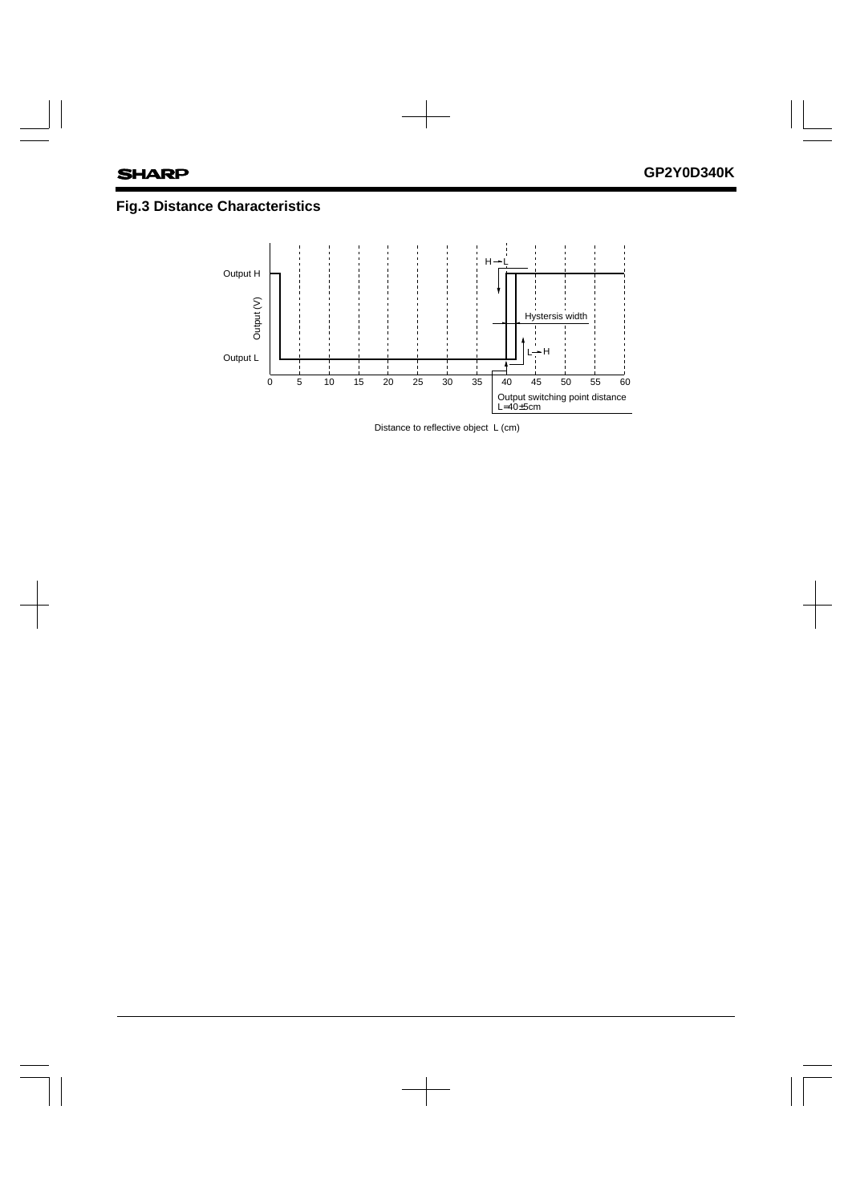## Fig.3 Distance Characteristics

Output H

Output (V)

Output L

0 5 10 15 20 25 30 35 40 45 50 55 60

H→L

L→H

Hystersis width

Output switching point distance
L=40±5cm

Distance to reflective object L (cm)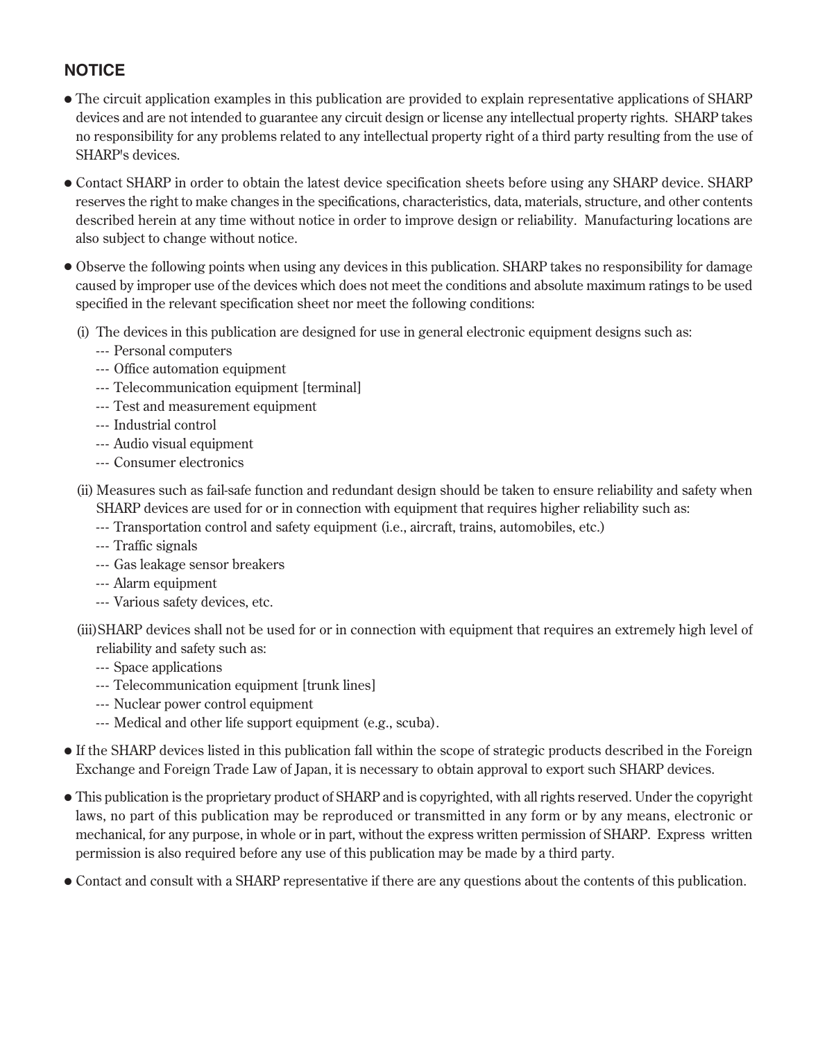## NOTICE

- The circuit application examples in this publication are provided to explain representative applications of SHARP devices and are not intended to guarantee any circuit design or license any intellectual property rights. SHARP takes no responsibility for any problems related to any intellectual property right of a third party resulting from the use of SHARP's devices.

- Contact SHARP in order to obtain the latest device specification sheets before using any SHARP device. SHARP reserves the right to make changes in the specifications, characteristics, data, materials, structure, and other contents described herein at any time without notice in order to improve design or reliability. Manufacturing locations are also subject to change without notice.

- Observe the following points when using any devices in this publication. SHARP takes no responsibility for damage caused by improper use of the devices which does not meet the conditions and absolute maximum ratings to be used specified in the relevant specification sheet nor meet the following conditions:

  (i) The devices in this publication are designed for use in general electronic equipment designs such as:
  --- Personal computers
  --- Office automation equipment
  --- Telecommunication equipment [terminal]
  --- Test and measurement equipment
  --- Industrial control
  --- Audio visual equipment
  --- Consumer electronics

  (ii) Measures such as fail-safe function and redundant design should be taken to ensure reliability and safety when SHARP devices are used for or in connection with equipment that requires higher reliability such as:
  --- Transportation control and safety equipment (i.e., aircraft, trains, automobiles, etc.)
  --- Traffic signals
  --- Gas leakage sensor breakers
  --- Alarm equipment
  --- Various safety devices, etc.

  (iii) SHARP devices shall not be used for or in connection with equipment that requires an extremely high level of reliability and safety such as:
  --- Space applications
  --- Telecommunication equipment [trunk lines]
  --- Nuclear power control equipment
  --- Medical and other life support equipment (e.g., scuba).

- If the SHARP devices listed in this publication fall within the scope of strategic products described in the Foreign Exchange and Foreign Trade Law of Japan, it is necessary to obtain approval to export such SHARP devices.

- This publication is the proprietary product of SHARP and is copyrighted, with all rights reserved. Under the copyright laws, no part of this publication may be reproduced or transmitted in any form or by any means, electronic or mechanical, for any purpose, in whole or in part, without the express written permission of SHARP. Express written permission is also required before any use of this publication may be made by a third party.

- Contact and consult with a SHARP representative if there are any questions about the contents of this publication.